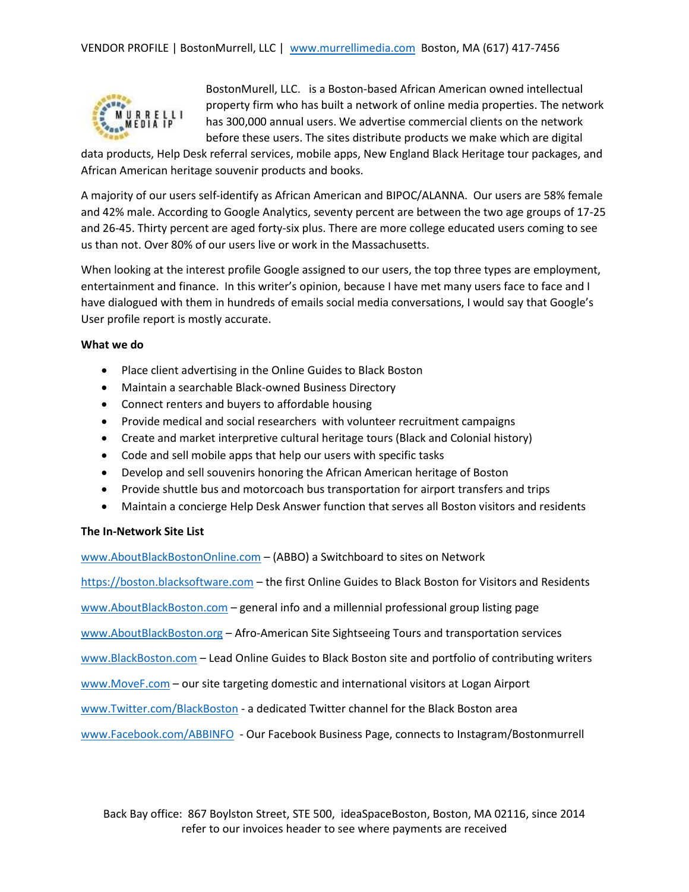VENDOR PROFILE | BostonMurrell, LLC | www.murrellimedia.com Boston, MA (617) 417-7456

BostonMurell, LLC. is a Boston-based African American owned intellectual property firm who has built a network of online media properties. The network has 300,000 annual users. We advertise commercial clients on the network before these users. The sites distribute products we make which are digital data products, Help Desk referral services, mobile apps, New England Black Heritage tour packages, and African American heritage souvenir products and books.

A majority of our users self-identify as African American and BIPOC/ALANNA. Our users are 58% female and 42% male. According to Google Analytics, seventy percent are between the two age groups of 17-25 and 26-45. Thirty percent are aged forty-six plus. There are more college educated users coming to see us than not. Over 80% of our users live or work in the Massachusetts.

When looking at the interest profile Google assigned to our users, the top three types are employment, entertainment and finance. In this writer's opinion, because I have met many users face to face and I have dialogued with them in hundreds of emails social media conversations, I would say that Google's User profile report is mostly accurate.

**What we do**

- Place client advertising in the Online Guides to Black Boston
- Maintain a searchable Black-owned Business Directory
- Connect renters and buyers to affordable housing
- Provide medical and social researchers with volunteer recruitment campaigns
- Create and market interpretive cultural heritage tours (Black and Colonial history)
- Code and sell mobile apps that help our users with specific tasks
- Develop and sell souvenirs honoring the African American heritage of Boston
- Provide shuttle bus and motorcoach bus transportation for airport transfers and trips
- Maintain a concierge Help Desk Answer function that serves all Boston visitors and residents

**The In-Network Site List**

www.AboutBlackBostonOnline.com – (ABBO) a Switchboard to sites on Network

https://boston.blacksoftware.com – the first Online Guides to Black Boston for Visitors and Residents

www.AboutBlackBoston.com – general info and a millennial professional group listing page

www.AboutBlackBoston.org – Afro-American Site Sightseeing Tours and transportation services

www.BlackBoston.com – Lead Online Guides to Black Boston site and portfolio of contributing writers

www.MoveF.com – our site targeting domestic and international visitors at Logan Airport

www.Twitter.com/BlackBoston - a dedicated Twitter channel for the Black Boston area

www.Facebook.com/ABBINFO - Our Facebook Business Page, connects to Instagram/Bostonmurrell

Back Bay office: 867 Boylston Street, STE 500, ideaSpaceBoston, Boston, MA 02116, since 2014
refer to our invoices header to see where payments are received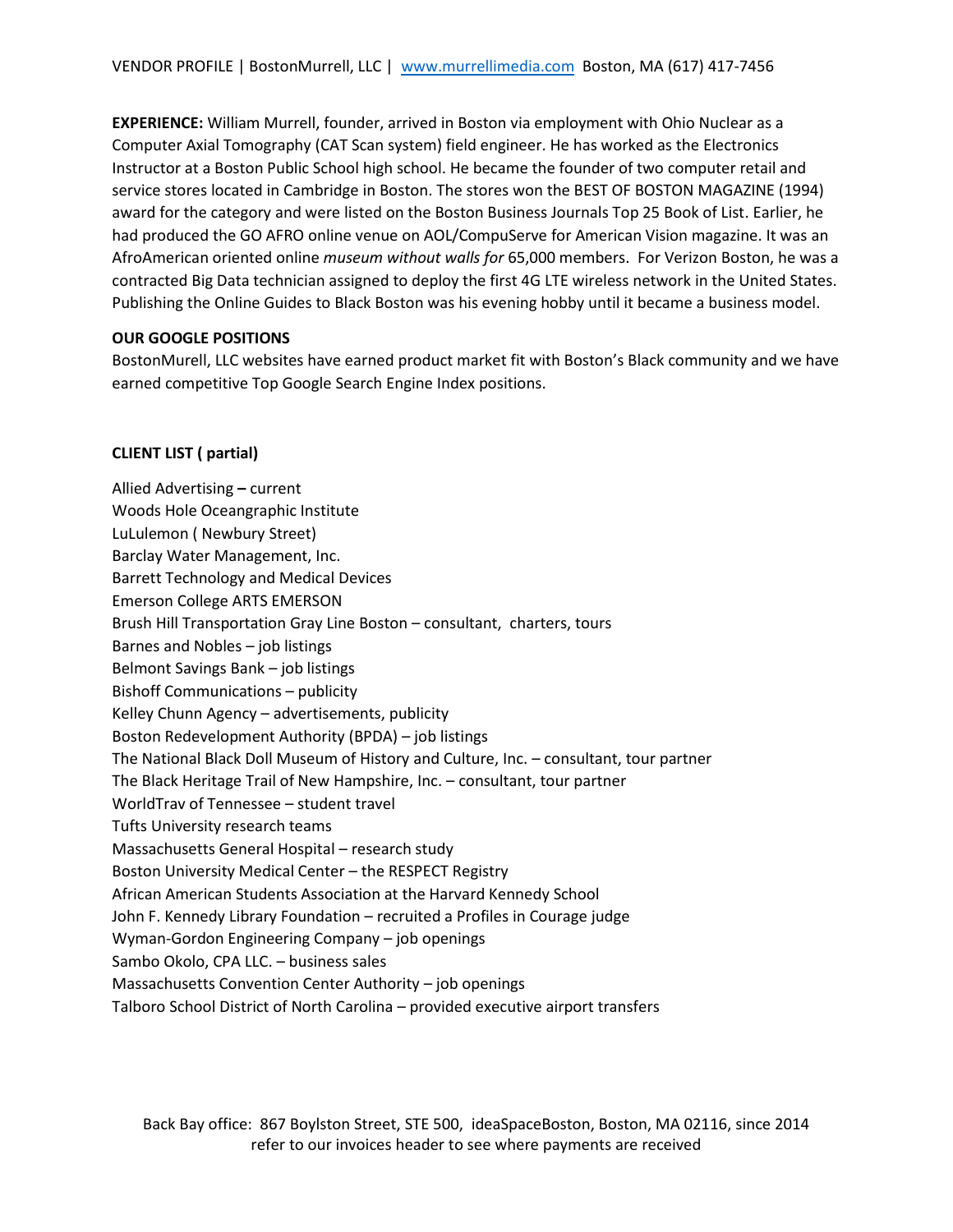VENDOR PROFILE | BostonMurrell, LLC | www.murrellimedia.com Boston, MA (617) 417-7456

**EXPERIENCE:** William Murrell, founder, arrived in Boston via employment with Ohio Nuclear as a Computer Axial Tomography (CAT Scan system) field engineer. He has worked as the Electronics Instructor at a Boston Public School high school. He became the founder of two computer retail and service stores located in Cambridge in Boston. The stores won the BEST OF BOSTON MAGAZINE (1994) award for the category and were listed on the Boston Business Journals Top 25 Book of List. Earlier, he had produced the GO AFRO online venue on AOL/CompuServe for American Vision magazine. It was an AfroAmerican oriented online *museum without walls for* 65,000 members. For Verizon Boston, he was a contracted Big Data technician assigned to deploy the first 4G LTE wireless network in the United States. Publishing the Online Guides to Black Boston was his evening hobby until it became a business model.

**OUR GOOGLE POSITIONS**

BostonMurell, LLC websites have earned product market fit with Boston's Black community and we have earned competitive Top Google Search Engine Index positions.

**CLIENT LIST ( partial)**

Allied Advertising **–** current
Woods Hole Oceangraphic Institute
LuLulemon ( Newbury Street)
Barclay Water Management, Inc.
Barrett Technology and Medical Devices
Emerson College ARTS EMERSON
Brush Hill Transportation Gray Line Boston – consultant, charters, tours
Barnes and Nobles – job listings
Belmont Savings Bank – job listings
Bishoff Communications – publicity
Kelley Chunn Agency – advertisements, publicity
Boston Redevelopment Authority (BPDA) – job listings
The National Black Doll Museum of History and Culture, Inc. – consultant, tour partner
The Black Heritage Trail of New Hampshire, Inc. – consultant, tour partner
WorldTrav of Tennessee – student travel
Tufts University research teams
Massachusetts General Hospital – research study
Boston University Medical Center – the RESPECT Registry
African American Students Association at the Harvard Kennedy School
John F. Kennedy Library Foundation – recruited a Profiles in Courage judge
Wyman-Gordon Engineering Company – job openings
Sambo Okolo, CPA LLC. – business sales
Massachusetts Convention Center Authority – job openings
Talboro School District of North Carolina – provided executive airport transfers

Back Bay office: 867 Boylston Street, STE 500, ideaSpaceBoston, Boston, MA 02116, since 2014
refer to our invoices header to see where payments are received